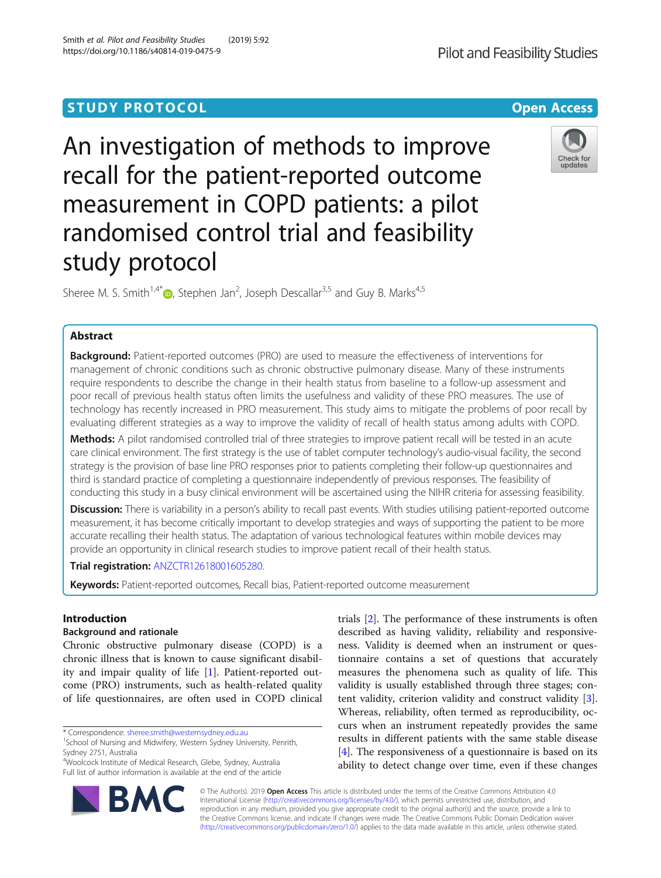STUDY PROTOCOL Open Access

# An investigation of methods to improve recall for the patient-reported outcome measurement in COPD patients: a pilot randomised control trial and feasibility study protocol

Sheree M. S. Smith[1,4*], Stephen Jan[2], Joseph Descallar[3,5] and Guy B. Marks[4,5]

## Abstract

**Background:** Patient-reported outcomes (PRO) are used to measure the effectiveness of interventions for management of chronic conditions such as chronic obstructive pulmonary disease. Many of these instruments require respondents to describe the change in their health status from baseline to a follow-up assessment and poor recall of previous health status often limits the usefulness and validity of these PRO measures. The use of technology has recently increased in PRO measurement. This study aims to mitigate the problems of poor recall by evaluating different strategies as a way to improve the validity of recall of health status among adults with COPD.

**Methods:** A pilot randomised controlled trial of three strategies to improve patient recall will be tested in an acute care clinical environment. The first strategy is the use of tablet computer technology's audio-visual facility, the second strategy is the provision of base line PRO responses prior to patients completing their follow-up questionnaires and third is standard practice of completing a questionnaire independently of previous responses. The feasibility of conducting this study in a busy clinical environment will be ascertained using the NIHR criteria for assessing feasibility.

**Discussion:** There is variability in a person's ability to recall past events. With studies utilising patient-reported outcome measurement, it has become critically important to develop strategies and ways of supporting the patient to be more accurate recalling their health status. The adaptation of various technological features within mobile devices may provide an opportunity in clinical research studies to improve patient recall of their health status.

**Trial registration:** ANZCTR12618001605280.

**Keywords:** Patient-reported outcomes, Recall bias, Patient-reported outcome measurement

## Introduction

### Background and rationale

Chronic obstructive pulmonary disease (COPD) is a chronic illness that is known to cause significant disability and impair quality of life [1]. Patient-reported outcome (PRO) instruments, such as health-related quality of life questionnaires, are often used in COPD clinical trials [2]. The performance of these instruments is often described as having validity, reliability and responsiveness. Validity is deemed when an instrument or questionnaire contains a set of questions that accurately measures the phenomena such as quality of life. This validity is usually established through three stages; content validity, criterion validity and construct validity [3]. Whereas, reliability, often termed as reproducibility, occurs when an instrument repeatedly provides the same results in different patients with the same stable disease [4]. The responsiveness of a questionnaire is based on its ability to detect change over time, even if these changes

\* Correspondence: sheree.smith@westernsydney.edu.au

[1]School of Nursing and Midwifery, Western Sydney University, Penrith, Sydney 2751, Australia

[4]Woolcock Institute of Medical Research, Glebe, Sydney, Australia

Full list of author information is available at the end of the article

© The Author(s). 2019 **Open Access** This article is distributed under the terms of the Creative Commons Attribution 4.0 International License (http://creativecommons.org/licenses/by/4.0/), which permits unrestricted use, distribution, and reproduction in any medium, provided you give appropriate credit to the original author(s) and the source, provide a link to the Creative Commons license, and indicate if changes were made. The Creative Commons Public Domain Dedication waiver (http://creativecommons.org/publicdomain/zero/1.0/) applies to the data made available in this article, unless otherwise stated.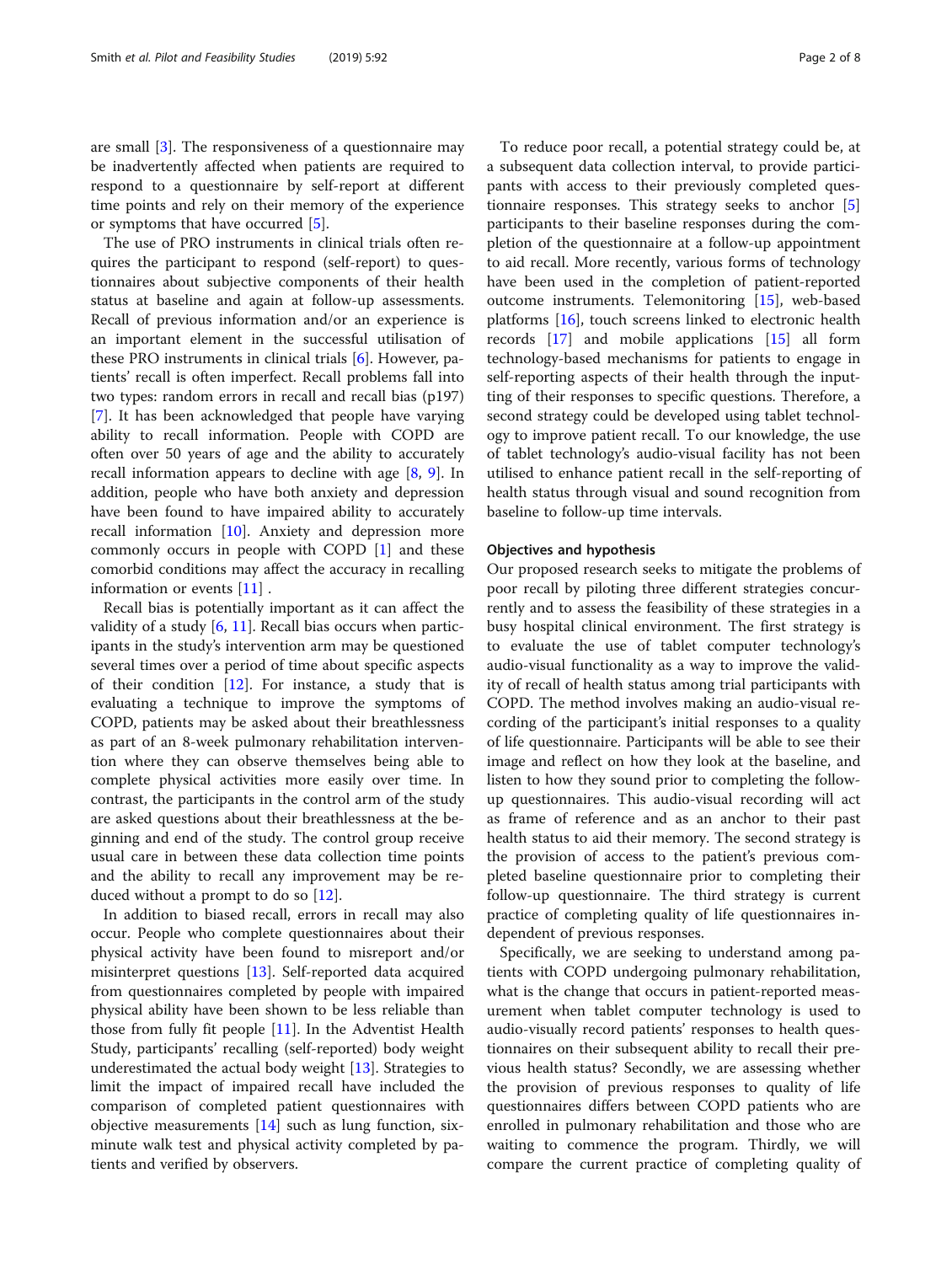are small [3]. The responsiveness of a questionnaire may be inadvertently affected when patients are required to respond to a questionnaire by self-report at different time points and rely on their memory of the experience or symptoms that have occurred [5].

The use of PRO instruments in clinical trials often requires the participant to respond (self-report) to questionnaires about subjective components of their health status at baseline and again at follow-up assessments. Recall of previous information and/or an experience is an important element in the successful utilisation of these PRO instruments in clinical trials [6]. However, patients' recall is often imperfect. Recall problems fall into two types: random errors in recall and recall bias (p197) [7]. It has been acknowledged that people have varying ability to recall information. People with COPD are often over 50 years of age and the ability to accurately recall information appears to decline with age [8, 9]. In addition, people who have both anxiety and depression have been found to have impaired ability to accurately recall information [10]. Anxiety and depression more commonly occurs in people with COPD [1] and these comorbid conditions may affect the accuracy in recalling information or events [11] .

Recall bias is potentially important as it can affect the validity of a study [6, 11]. Recall bias occurs when participants in the study's intervention arm may be questioned several times over a period of time about specific aspects of their condition [12]. For instance, a study that is evaluating a technique to improve the symptoms of COPD, patients may be asked about their breathlessness as part of an 8-week pulmonary rehabilitation intervention where they can observe themselves being able to complete physical activities more easily over time. In contrast, the participants in the control arm of the study are asked questions about their breathlessness at the beginning and end of the study. The control group receive usual care in between these data collection time points and the ability to recall any improvement may be reduced without a prompt to do so [12].

In addition to biased recall, errors in recall may also occur. People who complete questionnaires about their physical activity have been found to misreport and/or misinterpret questions [13]. Self-reported data acquired from questionnaires completed by people with impaired physical ability have been shown to be less reliable than those from fully fit people [11]. In the Adventist Health Study, participants' recalling (self-reported) body weight underestimated the actual body weight [13]. Strategies to limit the impact of impaired recall have included the comparison of completed patient questionnaires with objective measurements [14] such as lung function, six-minute walk test and physical activity completed by patients and verified by observers.

To reduce poor recall, a potential strategy could be, at a subsequent data collection interval, to provide participants with access to their previously completed questionnaire responses. This strategy seeks to anchor [5] participants to their baseline responses during the completion of the questionnaire at a follow-up appointment to aid recall. More recently, various forms of technology have been used in the completion of patient-reported outcome instruments. Telemonitoring [15], web-based platforms [16], touch screens linked to electronic health records [17] and mobile applications [15] all form technology-based mechanisms for patients to engage in self-reporting aspects of their health through the inputting of their responses to specific questions. Therefore, a second strategy could be developed using tablet technology to improve patient recall. To our knowledge, the use of tablet technology's audio-visual facility has not been utilised to enhance patient recall in the self-reporting of health status through visual and sound recognition from baseline to follow-up time intervals.

## Objectives and hypothesis

Our proposed research seeks to mitigate the problems of poor recall by piloting three different strategies concurrently and to assess the feasibility of these strategies in a busy hospital clinical environment. The first strategy is to evaluate the use of tablet computer technology's audio-visual functionality as a way to improve the validity of recall of health status among trial participants with COPD. The method involves making an audio-visual recording of the participant's initial responses to a quality of life questionnaire. Participants will be able to see their image and reflect on how they look at the baseline, and listen to how they sound prior to completing the follow-up questionnaires. This audio-visual recording will act as frame of reference and as an anchor to their past health status to aid their memory. The second strategy is the provision of access to the patient's previous completed baseline questionnaire prior to completing their follow-up questionnaire. The third strategy is current practice of completing quality of life questionnaires independent of previous responses.

Specifically, we are seeking to understand among patients with COPD undergoing pulmonary rehabilitation, what is the change that occurs in patient-reported measurement when tablet computer technology is used to audio-visually record patients' responses to health questionnaires on their subsequent ability to recall their previous health status? Secondly, we are assessing whether the provision of previous responses to quality of life questionnaires differs between COPD patients who are enrolled in pulmonary rehabilitation and those who are waiting to commence the program. Thirdly, we will compare the current practice of completing quality of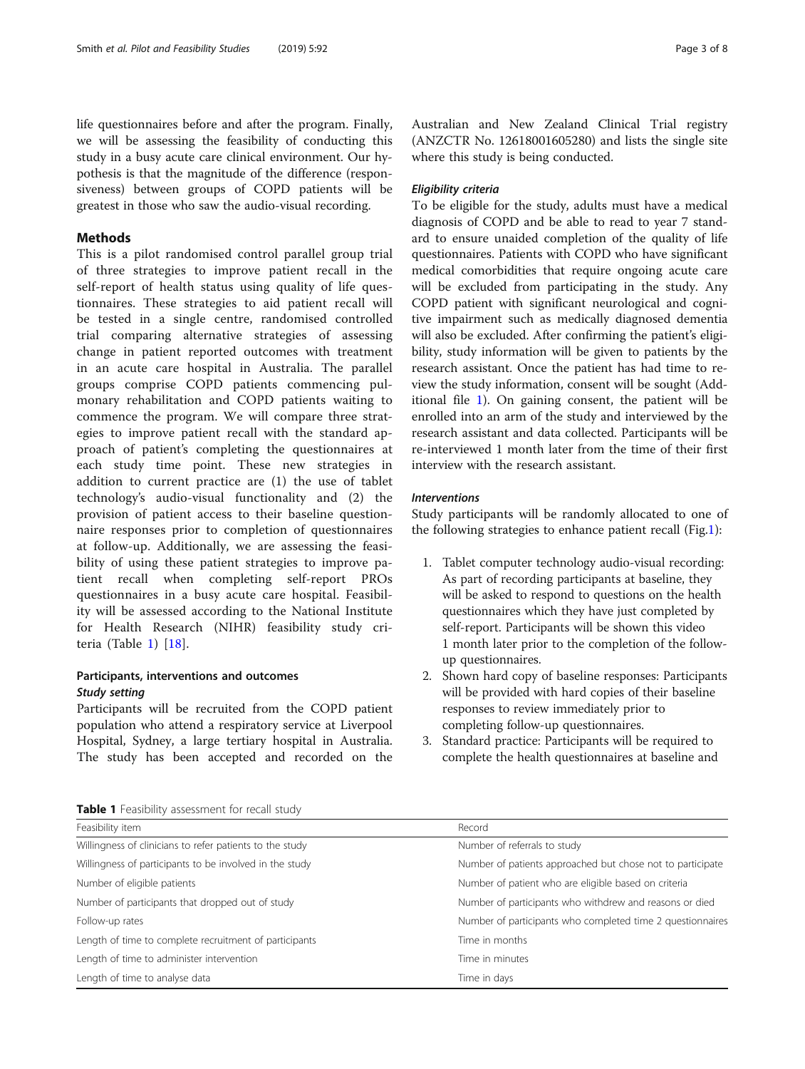life questionnaires before and after the program. Finally, we will be assessing the feasibility of conducting this study in a busy acute care clinical environment. Our hypothesis is that the magnitude of the difference (responsiveness) between groups of COPD patients will be greatest in those who saw the audio-visual recording.

## Methods

This is a pilot randomised control parallel group trial of three strategies to improve patient recall in the self-report of health status using quality of life questionnaires. These strategies to aid patient recall will be tested in a single centre, randomised controlled trial comparing alternative strategies of assessing change in patient reported outcomes with treatment in an acute care hospital in Australia. The parallel groups comprise COPD patients commencing pulmonary rehabilitation and COPD patients waiting to commence the program. We will compare three strategies to improve patient recall with the standard approach of patient's completing the questionnaires at each study time point. These new strategies in addition to current practice are (1) the use of tablet technology's audio-visual functionality and (2) the provision of patient access to their baseline questionnaire responses prior to completion of questionnaires at follow-up. Additionally, we are assessing the feasibility of using these patient strategies to improve patient recall when completing self-report PROs questionnaires in a busy acute care hospital. Feasibility will be assessed according to the National Institute for Health Research (NIHR) feasibility study criteria (Table 1) [18].

### Participants, interventions and outcomes

#### *Study setting*

Participants will be recruited from the COPD patient population who attend a respiratory service at Liverpool Hospital, Sydney, a large tertiary hospital in Australia. The study has been accepted and recorded on the Australian and New Zealand Clinical Trial registry (ANZCTR No. 12618001605280) and lists the single site where this study is being conducted.

#### *Eligibility criteria*

To be eligible for the study, adults must have a medical diagnosis of COPD and be able to read to year 7 standard to ensure unaided completion of the quality of life questionnaires. Patients with COPD who have significant medical comorbidities that require ongoing acute care will be excluded from participating in the study. Any COPD patient with significant neurological and cognitive impairment such as medically diagnosed dementia will also be excluded. After confirming the patient's eligibility, study information will be given to patients by the research assistant. Once the patient has had time to review the study information, consent will be sought (Additional file 1). On gaining consent, the patient will be enrolled into an arm of the study and interviewed by the research assistant and data collected. Participants will be re-interviewed 1 month later from the time of their first interview with the research assistant.

#### *Interventions*

Study participants will be randomly allocated to one of the following strategies to enhance patient recall (Fig.1):

1. Tablet computer technology audio-visual recording: As part of recording participants at baseline, they will be asked to respond to questions on the health questionnaires which they have just completed by self-report. Participants will be shown this video 1 month later prior to the completion of the follow-up questionnaires.
2. Shown hard copy of baseline responses: Participants will be provided with hard copies of their baseline responses to review immediately prior to completing follow-up questionnaires.
3. Standard practice: Participants will be required to complete the health questionnaires at baseline and

**Table 1** Feasibility assessment for recall study

| Feasibility item | Record |
|---|---|
| Willingness of clinicians to refer patients to the study | Number of referrals to study |
| Willingness of participants to be involved in the study | Number of patients approached but chose not to participate |
| Number of eligible patients | Number of patient who are eligible based on criteria |
| Number of participants that dropped out of study | Number of participants who withdrew and reasons or died |
| Follow-up rates | Number of participants who completed time 2 questionnaires |
| Length of time to complete recruitment of participants | Time in months |
| Length of time to administer intervention | Time in minutes |
| Length of time to analyse data | Time in days |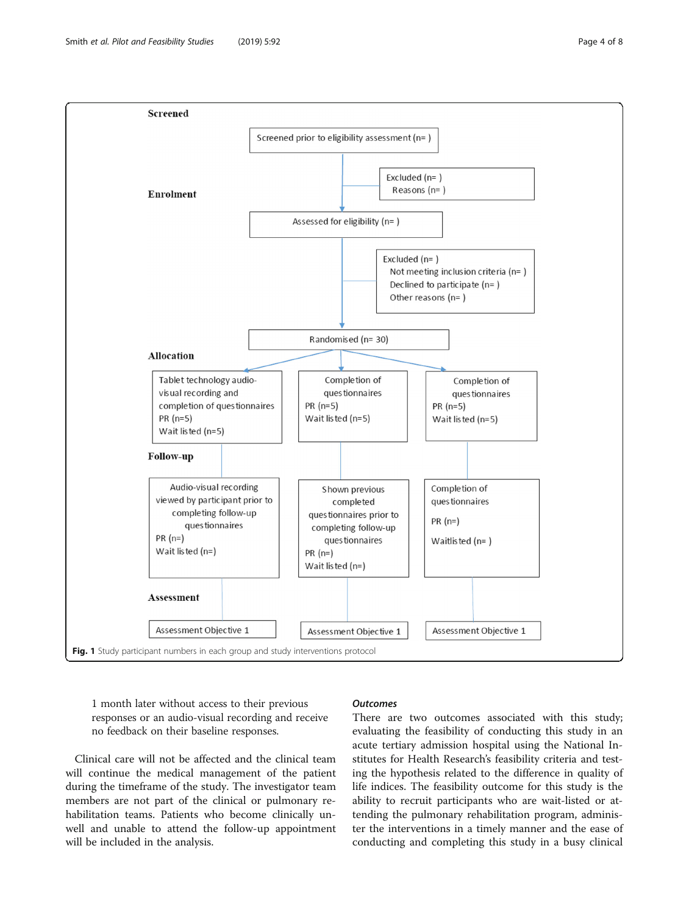Screened

Screened prior to eligibility assessment (n= )

Enrolment

Excluded (n= )
Reasons (n= )

Assessed for eligibility (n= )

Excluded (n= )
Not meeting inclusion criteria (n= )
Declined to participate (n= )
Other reasons (n= )

Randomised (n= 30)

Allocation

| Tablet technology audio-visual recording and completion of questionnaires PR (n=5) Wait listed (n=5) | Completion of questionnaires PR (n=5) Wait listed (n=5) | Completion of questionnaires PR (n=5) Wait listed (n=5) |
|---|---|---|

Follow-up

| Audio-visual recording viewed by participant prior to completing follow-up questionnaires PR (n=) Wait listed (n=) | Shown previous completed questionnaires prior to completing follow-up questionnaires PR (n=) Wait listed (n=) | Completion of questionnaires PR (n=) Waitlisted (n= ) |
|---|---|---|

Assessment

| Assessment Objective 1 | Assessment Objective 1 | Assessment Objective 1 |
|---|---|---|

**Fig. 1** Study participant numbers in each group and study interventions protocol

1 month later without access to their previous responses or an audio-visual recording and receive no feedback on their baseline responses.

Clinical care will not be affected and the clinical team will continue the medical management of the patient during the timeframe of the study. The investigator team members are not part of the clinical or pulmonary rehabilitation teams. Patients who become clinically unwell and unable to attend the follow-up appointment will be included in the analysis.

### Outcomes

There are two outcomes associated with this study; evaluating the feasibility of conducting this study in an acute tertiary admission hospital using the National Institutes for Health Research's feasibility criteria and testing the hypothesis related to the difference in quality of life indices. The feasibility outcome for this study is the ability to recruit participants who are wait-listed or attending the pulmonary rehabilitation program, administer the interventions in a timely manner and the ease of conducting and completing this study in a busy clinical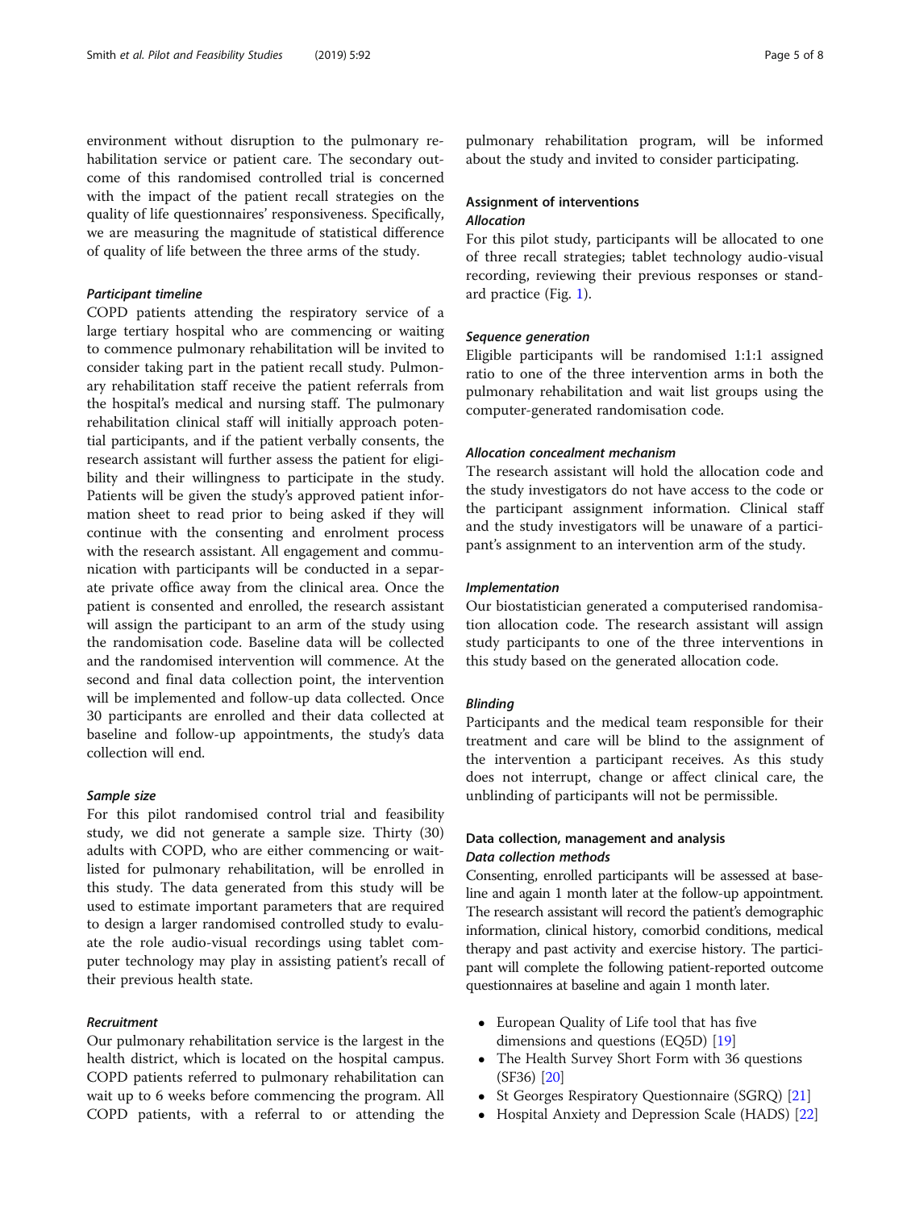environment without disruption to the pulmonary rehabilitation service or patient care. The secondary outcome of this randomised controlled trial is concerned with the impact of the patient recall strategies on the quality of life questionnaires' responsiveness. Specifically, we are measuring the magnitude of statistical difference of quality of life between the three arms of the study.

#### *Participant timeline*

COPD patients attending the respiratory service of a large tertiary hospital who are commencing or waiting to commence pulmonary rehabilitation will be invited to consider taking part in the patient recall study. Pulmonary rehabilitation staff receive the patient referrals from the hospital's medical and nursing staff. The pulmonary rehabilitation clinical staff will initially approach potential participants, and if the patient verbally consents, the research assistant will further assess the patient for eligibility and their willingness to participate in the study. Patients will be given the study's approved patient information sheet to read prior to being asked if they will continue with the consenting and enrolment process with the research assistant. All engagement and communication with participants will be conducted in a separate private office away from the clinical area. Once the patient is consented and enrolled, the research assistant will assign the participant to an arm of the study using the randomisation code. Baseline data will be collected and the randomised intervention will commence. At the second and final data collection point, the intervention will be implemented and follow-up data collected. Once 30 participants are enrolled and their data collected at baseline and follow-up appointments, the study's data collection will end.

#### *Sample size*

For this pilot randomised control trial and feasibility study, we did not generate a sample size. Thirty (30) adults with COPD, who are either commencing or wait-listed for pulmonary rehabilitation, will be enrolled in this study. The data generated from this study will be used to estimate important parameters that are required to design a larger randomised controlled study to evaluate the role audio-visual recordings using tablet computer technology may play in assisting patient's recall of their previous health state.

#### *Recruitment*

Our pulmonary rehabilitation service is the largest in the health district, which is located on the hospital campus. COPD patients referred to pulmonary rehabilitation can wait up to 6 weeks before commencing the program. All COPD patients, with a referral to or attending the pulmonary rehabilitation program, will be informed about the study and invited to consider participating.

### Assignment of interventions

#### *Allocation*

For this pilot study, participants will be allocated to one of three recall strategies; tablet technology audio-visual recording, reviewing their previous responses or standard practice (Fig. 1).

#### *Sequence generation*

Eligible participants will be randomised 1:1:1 assigned ratio to one of the three intervention arms in both the pulmonary rehabilitation and wait list groups using the computer-generated randomisation code.

#### *Allocation concealment mechanism*

The research assistant will hold the allocation code and the study investigators do not have access to the code or the participant assignment information. Clinical staff and the study investigators will be unaware of a participant's assignment to an intervention arm of the study.

#### *Implementation*

Our biostatistician generated a computerised randomisation allocation code. The research assistant will assign study participants to one of the three interventions in this study based on the generated allocation code.

#### *Blinding*

Participants and the medical team responsible for their treatment and care will be blind to the assignment of the intervention a participant receives. As this study does not interrupt, change or affect clinical care, the unblinding of participants will not be permissible.

### Data collection, management and analysis

#### *Data collection methods*

Consenting, enrolled participants will be assessed at baseline and again 1 month later at the follow-up appointment. The research assistant will record the patient's demographic information, clinical history, comorbid conditions, medical therapy and past activity and exercise history. The participant will complete the following patient-reported outcome questionnaires at baseline and again 1 month later.

- European Quality of Life tool that has five dimensions and questions (EQ5D) [19]
- The Health Survey Short Form with 36 questions (SF36) [20]
- St Georges Respiratory Questionnaire (SGRQ) [21]
- Hospital Anxiety and Depression Scale (HADS) [22]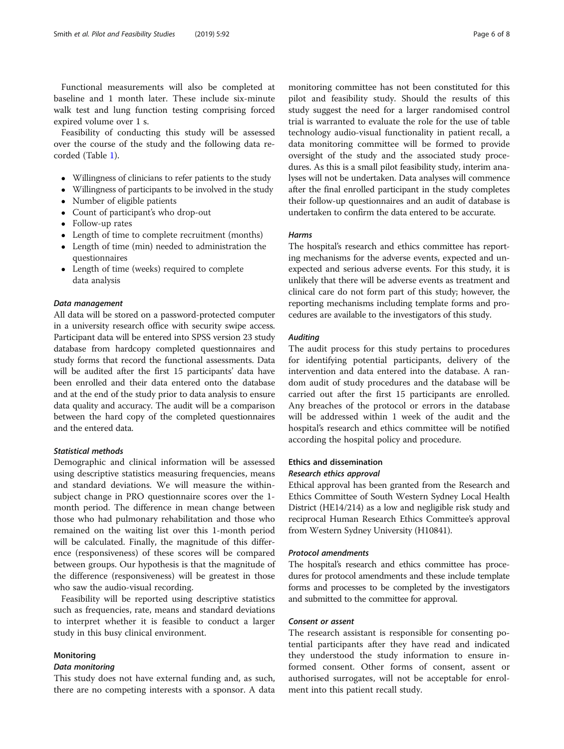Functional measurements will also be completed at baseline and 1 month later. These include six-minute walk test and lung function testing comprising forced expired volume over 1 s.

Feasibility of conducting this study will be assessed over the course of the study and the following data recorded (Table 1).

- Willingness of clinicians to refer patients to the study
- Willingness of participants to be involved in the study
- Number of eligible patients
- Count of participant's who drop-out
- Follow-up rates
- Length of time to complete recruitment (months)
- Length of time (min) needed to administration the questionnaires
- Length of time (weeks) required to complete data analysis

### *Data management*

All data will be stored on a password-protected computer in a university research office with security swipe access. Participant data will be entered into SPSS version 23 study database from hardcopy completed questionnaires and study forms that record the functional assessments. Data will be audited after the first 15 participants' data have been enrolled and their data entered onto the database and at the end of the study prior to data analysis to ensure data quality and accuracy. The audit will be a comparison between the hard copy of the completed questionnaires and the entered data.

### *Statistical methods*

Demographic and clinical information will be assessed using descriptive statistics measuring frequencies, means and standard deviations. We will measure the within-subject change in PRO questionnaire scores over the 1-month period. The difference in mean change between those who had pulmonary rehabilitation and those who remained on the waiting list over this 1-month period will be calculated. Finally, the magnitude of this difference (responsiveness) of these scores will be compared between groups. Our hypothesis is that the magnitude of the difference (responsiveness) will be greatest in those who saw the audio-visual recording.

Feasibility will be reported using descriptive statistics such as frequencies, rate, means and standard deviations to interpret whether it is feasible to conduct a larger study in this busy clinical environment.

## Monitoring

### *Data monitoring*

This study does not have external funding and, as such, there are no competing interests with a sponsor. A data monitoring committee has not been constituted for this pilot and feasibility study. Should the results of this study suggest the need for a larger randomised control trial is warranted to evaluate the role for the use of table technology audio-visual functionality in patient recall, a data monitoring committee will be formed to provide oversight of the study and the associated study procedures. As this is a small pilot feasibility study, interim analyses will not be undertaken. Data analyses will commence after the final enrolled participant in the study completes their follow-up questionnaires and an audit of database is undertaken to confirm the data entered to be accurate.

### *Harms*

The hospital's research and ethics committee has reporting mechanisms for the adverse events, expected and unexpected and serious adverse events. For this study, it is unlikely that there will be adverse events as treatment and clinical care do not form part of this study; however, the reporting mechanisms including template forms and procedures are available to the investigators of this study.

### *Auditing*

The audit process for this study pertains to procedures for identifying potential participants, delivery of the intervention and data entered into the database. A random audit of study procedures and the database will be carried out after the first 15 participants are enrolled. Any breaches of the protocol or errors in the database will be addressed within 1 week of the audit and the hospital's research and ethics committee will be notified according the hospital policy and procedure.

## Ethics and dissemination

### *Research ethics approval*

Ethical approval has been granted from the Research and Ethics Committee of South Western Sydney Local Health District (HE14/214) as a low and negligible risk study and reciprocal Human Research Ethics Committee's approval from Western Sydney University (H10841).

### *Protocol amendments*

The hospital's research and ethics committee has procedures for protocol amendments and these include template forms and processes to be completed by the investigators and submitted to the committee for approval.

### *Consent or assent*

The research assistant is responsible for consenting potential participants after they have read and indicated they understood the study information to ensure informed consent. Other forms of consent, assent or authorised surrogates, will not be acceptable for enrolment into this patient recall study.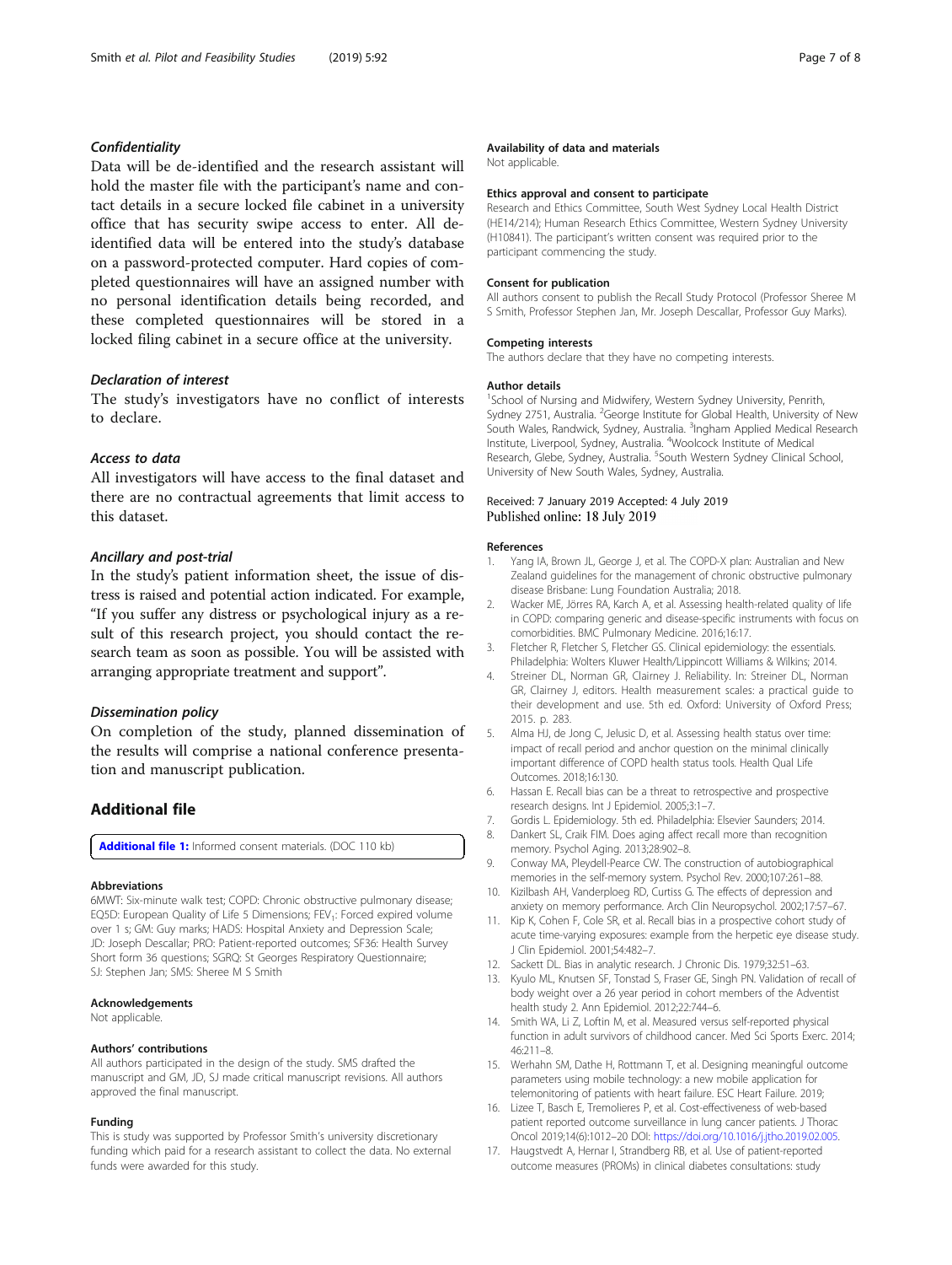### *Confidentiality*

Data will be de-identified and the research assistant will hold the master file with the participant's name and contact details in a secure locked file cabinet in a university office that has security swipe access to enter. All de-identified data will be entered into the study's database on a password-protected computer. Hard copies of completed questionnaires will have an assigned number with no personal identification details being recorded, and these completed questionnaires will be stored in a locked filing cabinet in a secure office at the university.

### *Declaration of interest*

The study's investigators have no conflict of interests to declare.

### *Access to data*

All investigators will have access to the final dataset and there are no contractual agreements that limit access to this dataset.

### *Ancillary and post-trial*

In the study's patient information sheet, the issue of distress is raised and potential action indicated. For example, "If you suffer any distress or psychological injury as a result of this research project, you should contact the research team as soon as possible. You will be assisted with arranging appropriate treatment and support".

### *Dissemination policy*

On completion of the study, planned dissemination of the results will comprise a national conference presentation and manuscript publication.

## Additional file

**Additional file 1:** Informed consent materials. (DOC 110 kb)

#### Abbreviations

6MWT: Six-minute walk test; COPD: Chronic obstructive pulmonary disease; EQ5D: European Quality of Life 5 Dimensions; $FEV_1$: Forced expired volume over 1 s; GM: Guy marks; HADS: Hospital Anxiety and Depression Scale; JD: Joseph Descallar; PRO: Patient-reported outcomes; SF36: Health Survey Short form 36 questions; SGRQ: St Georges Respiratory Questionnaire; SJ: Stephen Jan; SMS: Sheree M S Smith

#### Acknowledgements

Not applicable.

#### Authors' contributions

All authors participated in the design of the study. SMS drafted the manuscript and GM, JD, SJ made critical manuscript revisions. All authors approved the final manuscript.

#### Funding

This is study was supported by Professor Smith's university discretionary funding which paid for a research assistant to collect the data. No external funds were awarded for this study.

#### Availability of data and materials

Not applicable.

#### Ethics approval and consent to participate

Research and Ethics Committee, South West Sydney Local Health District (HE14/214); Human Research Ethics Committee, Western Sydney University (H10841). The participant's written consent was required prior to the participant commencing the study.

#### Consent for publication

All authors consent to publish the Recall Study Protocol (Professor Sheree M S Smith, Professor Stephen Jan, Mr. Joseph Descallar, Professor Guy Marks).

#### Competing interests

The authors declare that they have no competing interests.

#### Author details

[1]School of Nursing and Midwifery, Western Sydney University, Penrith, Sydney 2751, Australia. [2]George Institute for Global Health, University of New South Wales, Randwick, Sydney, Australia. [3]Ingham Applied Medical Research Institute, Liverpool, Sydney, Australia. [4]Woolcock Institute of Medical Research, Glebe, Sydney, Australia. [5]South Western Sydney Clinical School, University of New South Wales, Sydney, Australia.

Received: 7 January 2019 Accepted: 4 July 2019
Published online: 18 July 2019

#### References

1. Yang IA, Brown JL, George J, et al. The COPD-X plan: Australian and New Zealand guidelines for the management of chronic obstructive pulmonary disease Brisbane: Lung Foundation Australia; 2018.
2. Wacker ME, Jörres RA, Karch A, et al. Assessing health-related quality of life in COPD: comparing generic and disease-specific instruments with focus on comorbidities. BMC Pulmonary Medicine. 2016;16:17.
3. Fletcher R, Fletcher S, Fletcher GS. Clinical epidemiology: the essentials. Philadelphia: Wolters Kluwer Health/Lippincott Williams & Wilkins; 2014.
4. Streiner DL, Norman GR, Clairney J. Reliability. In: Streiner DL, Norman GR, Clairney J, editors. Health measurement scales: a practical guide to their development and use. 5th ed. Oxford: University of Oxford Press; 2015. p. 283.
5. Alma HJ, de Jong C, Jelusic D, et al. Assessing health status over time: impact of recall period and anchor question on the minimal clinically important difference of COPD health status tools. Health Qual Life Outcomes. 2018;16:130.
6. Hassan E. Recall bias can be a threat to retrospective and prospective research designs. Int J Epidemiol. 2005;3:1–7.
7. Gordis L. Epidemiology. 5th ed. Philadelphia: Elsevier Saunders; 2014.
8. Dankert SL, Craik FIM. Does aging affect recall more than recognition memory. Psychol Aging. 2013;28:902–8.
9. Conway MA, Pleydell-Pearce CW. The construction of autobiographical memories in the self-memory system. Psychol Rev. 2000;107:261–88.
10. Kizilbash AH, Vanderploeg RD, Curtiss G. The effects of depression and anxiety on memory performance. Arch Clin Neuropsychol. 2002;17:57–67.
11. Kip K, Cohen F, Cole SR, et al. Recall bias in a prospective cohort study of acute time-varying exposures: example from the herpetic eye disease study. J Clin Epidemiol. 2001;54:482–7.
12. Sackett DL. Bias in analytic research. J Chronic Dis. 1979;32:51–63.
13. Kyulo ML, Knutsen SF, Tonstad S, Fraser GE, Singh PN. Validation of recall of body weight over a 26 year period in cohort members of the Adventist health study 2. Ann Epidemiol. 2012;22:744–6.
14. Smith WA, Li Z, Loftin M, et al. Measured versus self-reported physical function in adult survivors of childhood cancer. Med Sci Sports Exerc. 2014; 46:211–8.
15. Werhahn SM, Dathe H, Rottmann T, et al. Designing meaningful outcome parameters using mobile technology: a new mobile application for telemonitoring of patients with heart failure. ESC Heart Failure. 2019;
16. Lizee T, Basch E, Tremolieres P, et al. Cost-effectiveness of web-based patient reported outcome surveillance in lung cancer patients. J Thorac Oncol 2019;14(6):1012–20 DOI: https://doi.org/10.1016/j.jtho.2019.02.005.
17. Haugstvedt A, Hernar I, Strandberg RB, et al. Use of patient-reported outcome measures (PROMs) in clinical diabetes consultations: study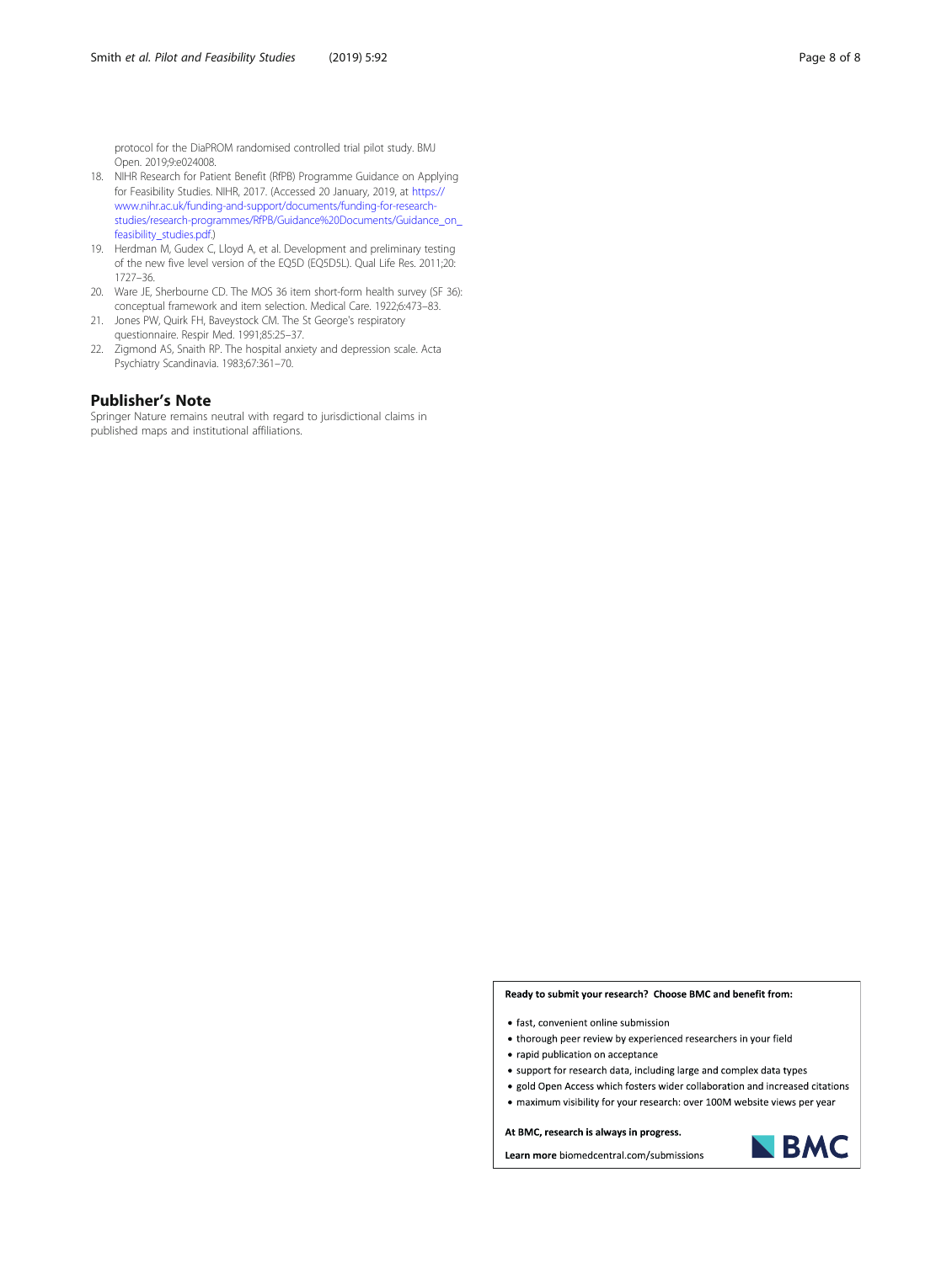protocol for the DiaPROM randomised controlled trial pilot study. BMJ Open. 2019;9:e024008.

18. NIHR Research for Patient Benefit (RfPB) Programme Guidance on Applying for Feasibility Studies. NIHR, 2017. (Accessed 20 January, 2019, at https://www.nihr.ac.uk/funding-and-support/documents/funding-for-research-studies/research-programmes/RfPB/Guidance%20Documents/Guidance_on_feasibility_studies.pdf.)
19. Herdman M, Gudex C, Lloyd A, et al. Development and preliminary testing of the new five level version of the EQ5D (EQ5D5L). Qual Life Res. 2011;20:1727–36.
20. Ware JE, Sherbourne CD. The MOS 36 item short-form health survey (SF 36): conceptual framework and item selection. Medical Care. 1922;6:473–83.
21. Jones PW, Quirk FH, Baveystock CM. The St George's respiratory questionnaire. Respir Med. 1991;85:25–37.
22. Zigmond AS, Snaith RP. The hospital anxiety and depression scale. Acta Psychiatry Scandinavia. 1983;67:361–70.

## Publisher's Note

Springer Nature remains neutral with regard to jurisdictional claims in published maps and institutional affiliations.

**Ready to submit your research? Choose BMC and benefit from:**

- fast, convenient online submission
- thorough peer review by experienced researchers in your field
- rapid publication on acceptance
- support for research data, including large and complex data types
- gold Open Access which fosters wider collaboration and increased citations
- maximum visibility for your research: over 100M website views per year

**At BMC, research is always in progress.**

**Learn more** biomedcentral.com/submissions

BMC